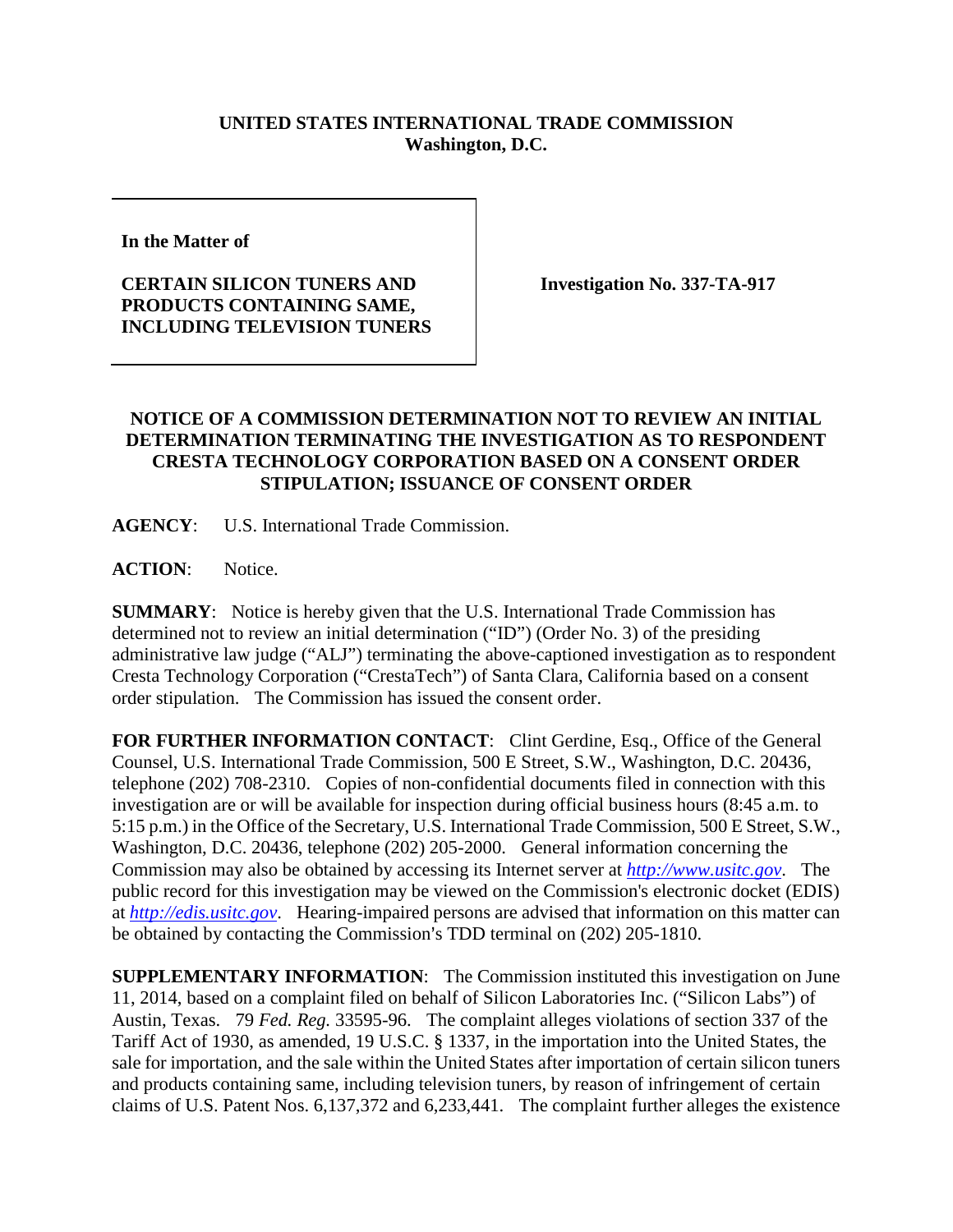**UNITED STATES INTERNATIONAL TRADE COMMISSION**
**Washington, D.C.**

**In the Matter of**

**CERTAIN SILICON TUNERS AND PRODUCTS CONTAINING SAME, INCLUDING TELEVISION TUNERS**

**Investigation No. 337-TA-917**

**NOTICE OF A COMMISSION DETERMINATION NOT TO REVIEW AN INITIAL DETERMINATION TERMINATING THE INVESTIGATION AS TO RESPONDENT CRESTA TECHNOLOGY CORPORATION BASED ON A CONSENT ORDER STIPULATION; ISSUANCE OF CONSENT ORDER**

**AGENCY**: U.S. International Trade Commission.

**ACTION**: Notice.

**SUMMARY**: Notice is hereby given that the U.S. International Trade Commission has determined not to review an initial determination ("ID") (Order No. 3) of the presiding administrative law judge ("ALJ") terminating the above-captioned investigation as to respondent Cresta Technology Corporation ("CrestaTech") of Santa Clara, California based on a consent order stipulation. The Commission has issued the consent order.

**FOR FURTHER INFORMATION CONTACT**: Clint Gerdine, Esq., Office of the General Counsel, U.S. International Trade Commission, 500 E Street, S.W., Washington, D.C. 20436, telephone (202) 708-2310. Copies of non-confidential documents filed in connection with this investigation are or will be available for inspection during official business hours (8:45 a.m. to 5:15 p.m.) in the Office of the Secretary, U.S. International Trade Commission, 500 E Street, S.W., Washington, D.C. 20436, telephone (202) 205-2000. General information concerning the Commission may also be obtained by accessing its Internet server at *http://www.usitc.gov*. The public record for this investigation may be viewed on the Commission's electronic docket (EDIS) at *http://edis.usitc.gov*. Hearing-impaired persons are advised that information on this matter can be obtained by contacting the Commission's TDD terminal on (202) 205-1810.

**SUPPLEMENTARY INFORMATION**: The Commission instituted this investigation on June 11, 2014, based on a complaint filed on behalf of Silicon Laboratories Inc. ("Silicon Labs") of Austin, Texas. 79 *Fed. Reg.* 33595-96. The complaint alleges violations of section 337 of the Tariff Act of 1930, as amended, 19 U.S.C. § 1337, in the importation into the United States, the sale for importation, and the sale within the United States after importation of certain silicon tuners and products containing same, including television tuners, by reason of infringement of certain claims of U.S. Patent Nos. 6,137,372 and 6,233,441. The complaint further alleges the existence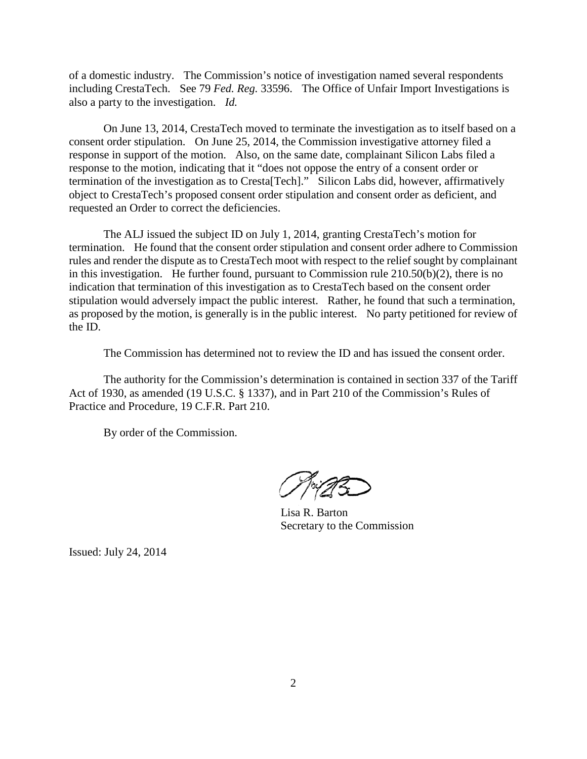of a domestic industry. The Commission's notice of investigation named several respondents including CrestaTech. See 79 *Fed. Reg.* 33596. The Office of Unfair Import Investigations is also a party to the investigation. *Id.*

On June 13, 2014, CrestaTech moved to terminate the investigation as to itself based on a consent order stipulation. On June 25, 2014, the Commission investigative attorney filed a response in support of the motion. Also, on the same date, complainant Silicon Labs filed a response to the motion, indicating that it "does not oppose the entry of a consent order or termination of the investigation as to Cresta[Tech]." Silicon Labs did, however, affirmatively object to CrestaTech's proposed consent order stipulation and consent order as deficient, and requested an Order to correct the deficiencies.

The ALJ issued the subject ID on July 1, 2014, granting CrestaTech's motion for termination. He found that the consent order stipulation and consent order adhere to Commission rules and render the dispute as to CrestaTech moot with respect to the relief sought by complainant in this investigation. He further found, pursuant to Commission rule 210.50(b)(2), there is no indication that termination of this investigation as to CrestaTech based on the consent order stipulation would adversely impact the public interest. Rather, he found that such a termination, as proposed by the motion, is generally is in the public interest. No party petitioned for review of the ID.

The Commission has determined not to review the ID and has issued the consent order.

The authority for the Commission's determination is contained in section 337 of the Tariff Act of 1930, as amended (19 U.S.C. § 1337), and in Part 210 of the Commission's Rules of Practice and Procedure, 19 C.F.R. Part 210.

By order of the Commission.

Lisa R. Barton
Secretary to the Commission

Issued: July 24, 2014